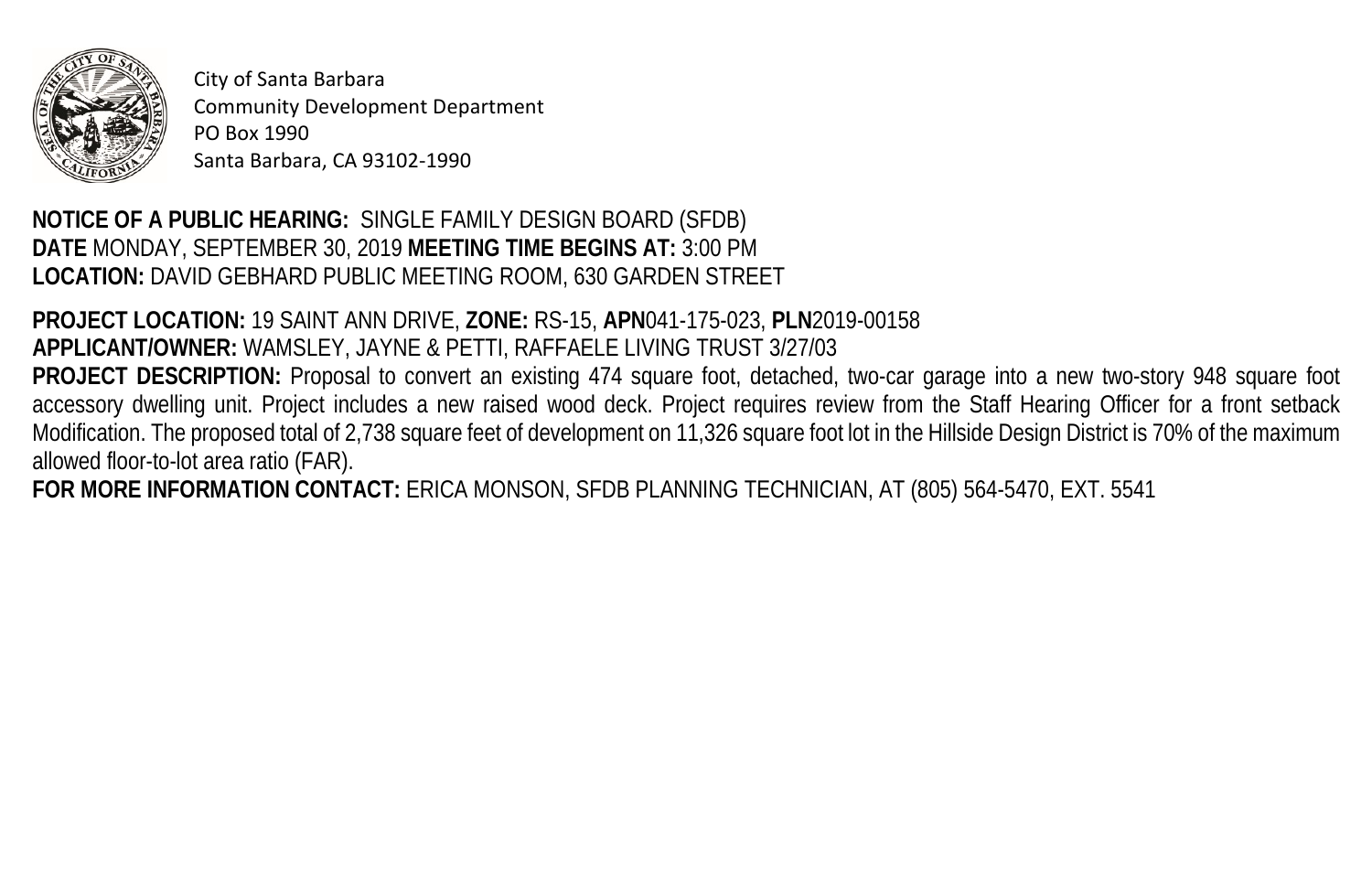City of Santa Barbara
Community Development Department
PO Box 1990
Santa Barbara, CA 93102-1990

**NOTICE OF A PUBLIC HEARING:** SINGLE FAMILY DESIGN BOARD (SFDB)
**DATE** MONDAY, SEPTEMBER 30, 2019 **MEETING TIME BEGINS AT:** 3:00 PM
**LOCATION:** DAVID GEBHARD PUBLIC MEETING ROOM, 630 GARDEN STREET

**PROJECT LOCATION:** 19 SAINT ANN DRIVE, **ZONE:** RS-15, **APN**041-175-023, **PLN**2019-00158
**APPLICANT/OWNER:** WAMSLEY, JAYNE & PETTI, RAFFAELE LIVING TRUST 3/27/03
**PROJECT DESCRIPTION:** Proposal to convert an existing 474 square foot, detached, two-car garage into a new two-story 948 square foot accessory dwelling unit. Project includes a new raised wood deck. Project requires review from the Staff Hearing Officer for a front setback Modification. The proposed total of 2,738 square feet of development on 11,326 square foot lot in the Hillside Design District is 70% of the maximum allowed floor-to-lot area ratio (FAR).
**FOR MORE INFORMATION CONTACT:** ERICA MONSON, SFDB PLANNING TECHNICIAN, AT (805) 564-5470, EXT. 5541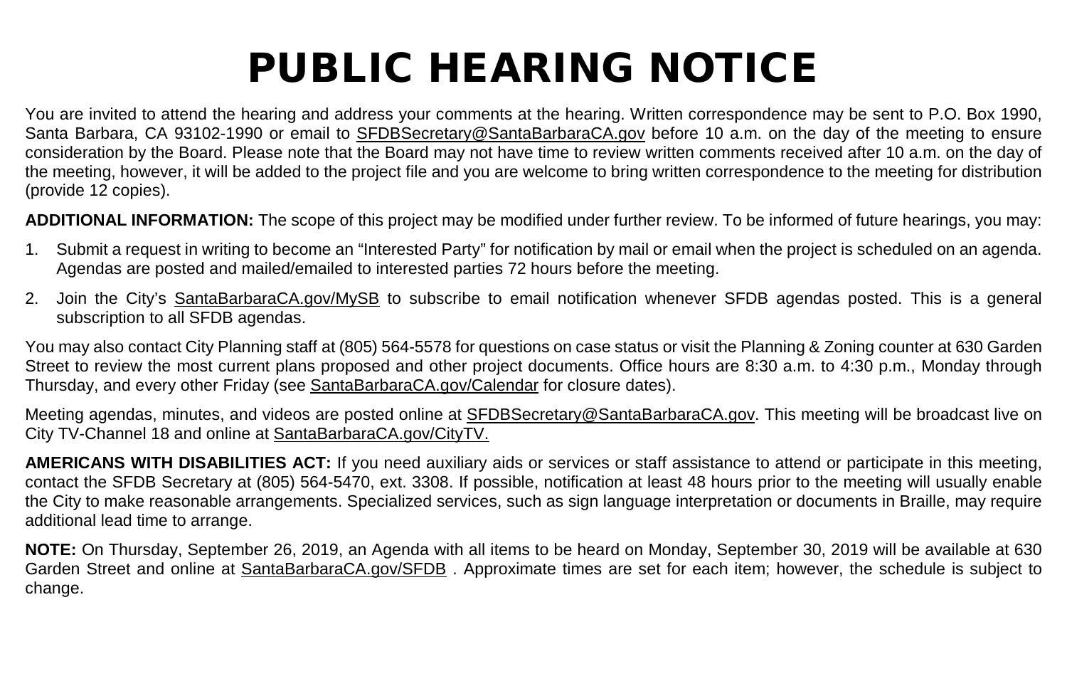# PUBLIC HEARING NOTICE

You are invited to attend the hearing and address your comments at the hearing. Written correspondence may be sent to P.O. Box 1990, Santa Barbara, CA 93102-1990 or email to SFDBSecretary@SantaBarbaraCA.gov before 10 a.m. on the day of the meeting to ensure consideration by the Board. Please note that the Board may not have time to review written comments received after 10 a.m. on the day of the meeting, however, it will be added to the project file and you are welcome to bring written correspondence to the meeting for distribution (provide 12 copies).

**ADDITIONAL INFORMATION:** The scope of this project may be modified under further review. To be informed of future hearings, you may:

1. Submit a request in writing to become an "Interested Party" for notification by mail or email when the project is scheduled on an agenda. Agendas are posted and mailed/emailed to interested parties 72 hours before the meeting.
2. Join the City's SantaBarbaraCA.gov/MySB to subscribe to email notification whenever SFDB agendas posted. This is a general subscription to all SFDB agendas.

You may also contact City Planning staff at (805) 564-5578 for questions on case status or visit the Planning & Zoning counter at 630 Garden Street to review the most current plans proposed and other project documents. Office hours are 8:30 a.m. to 4:30 p.m., Monday through Thursday, and every other Friday (see SantaBarbaraCA.gov/Calendar for closure dates).

Meeting agendas, minutes, and videos are posted online at SFDBSecretary@SantaBarbaraCA.gov. This meeting will be broadcast live on City TV-Channel 18 and online at SantaBarbaraCA.gov/CityTV.

**AMERICANS WITH DISABILITIES ACT:** If you need auxiliary aids or services or staff assistance to attend or participate in this meeting, contact the SFDB Secretary at (805) 564-5470, ext. 3308. If possible, notification at least 48 hours prior to the meeting will usually enable the City to make reasonable arrangements. Specialized services, such as sign language interpretation or documents in Braille, may require additional lead time to arrange.

**NOTE:** On Thursday, September 26, 2019, an Agenda with all items to be heard on Monday, September 30, 2019 will be available at 630 Garden Street and online at SantaBarbaraCA.gov/SFDB . Approximate times are set for each item; however, the schedule is subject to change.